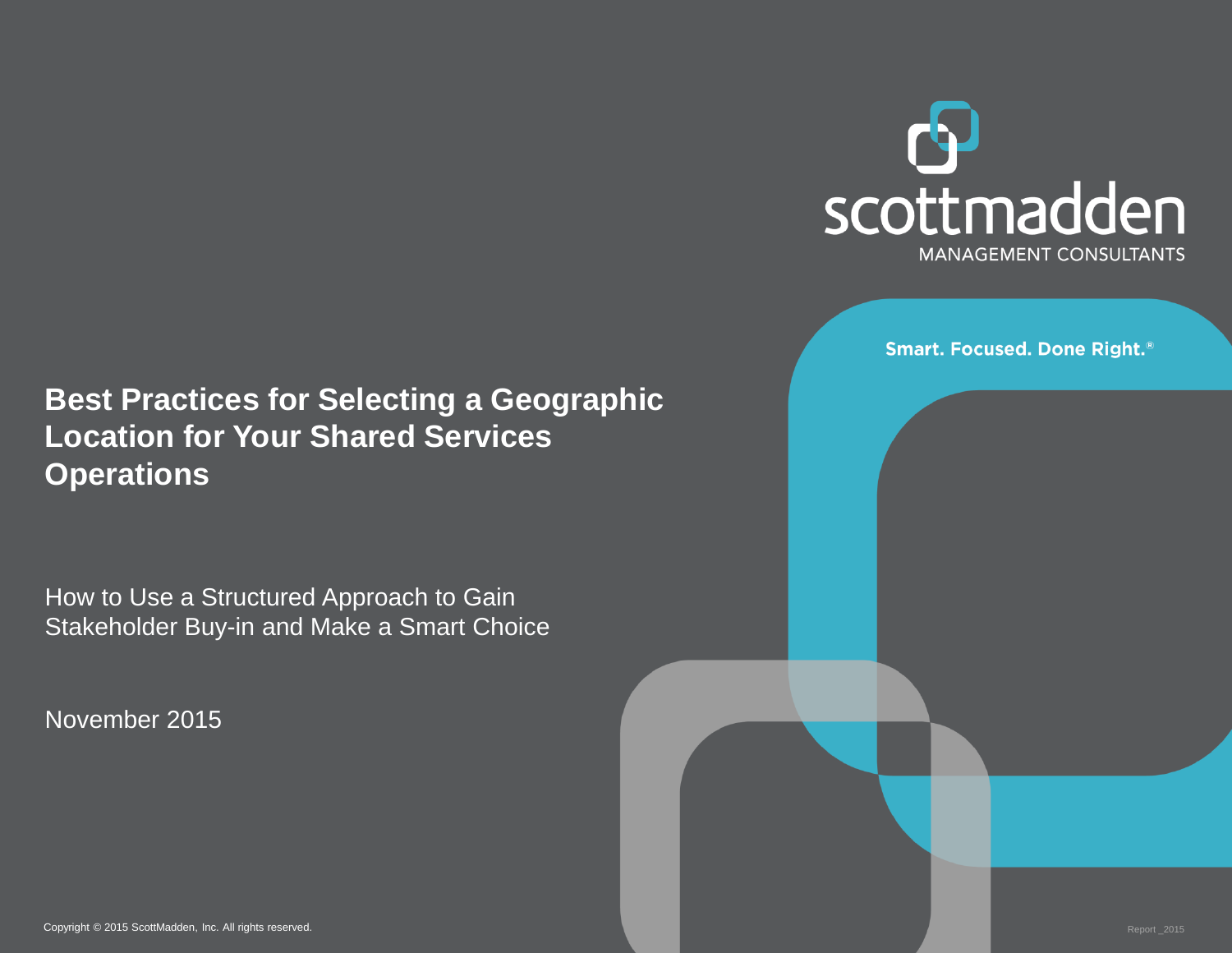scottmadden

MANAGEMENT CONSULTANTS

Smart. Focused. Done Right.®

# Best Practices for Selecting a Geographic Location for Your Shared Services Operations

How to Use a Structured Approach to Gain Stakeholder Buy-in and Make a Smart Choice

November 2015

Copyright © 2015 ScottMadden, Inc. All rights reserved.

Report _2015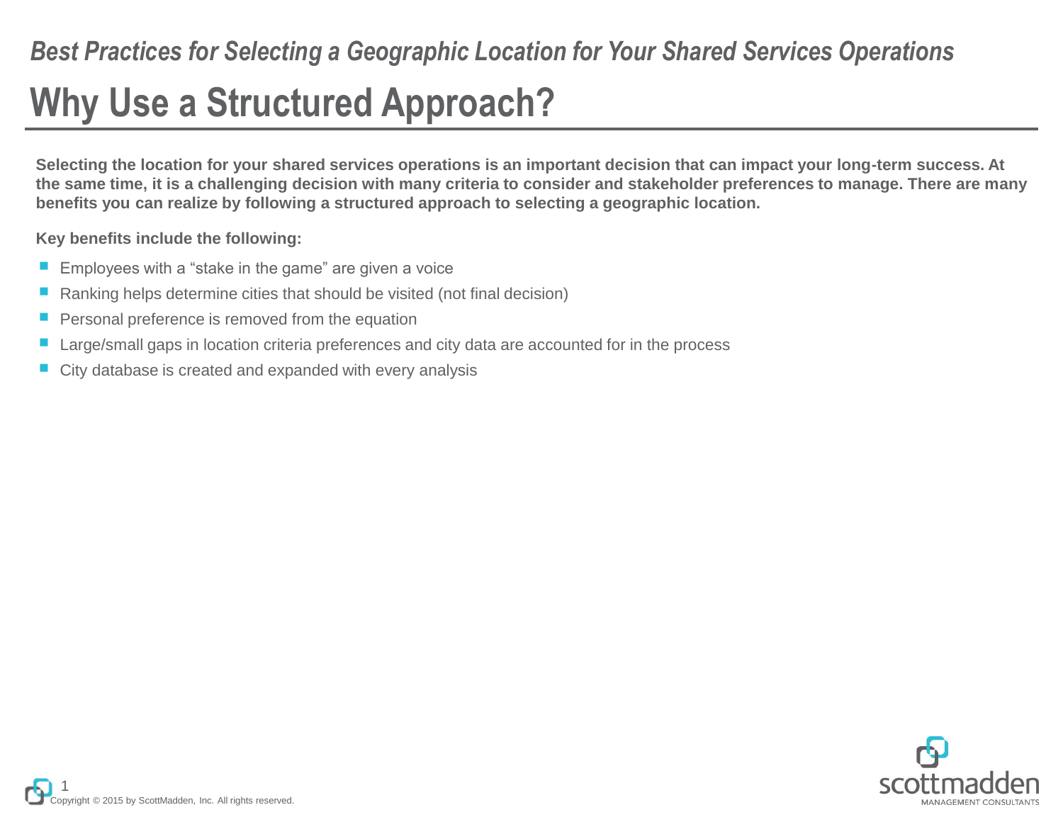*Best Practices for Selecting a Geographic Location for Your Shared Services Operations*

# Why Use a Structured Approach?

**Selecting the location for your shared services operations is an important decision that can impact your long-term success. At the same time, it is a challenging decision with many criteria to consider and stakeholder preferences to manage. There are many benefits you can realize by following a structured approach to selecting a geographic location.**

**Key benefits include the following:**

- Employees with a “stake in the game” are given a voice
- Ranking helps determine cities that should be visited (not final decision)
- Personal preference is removed from the equation
- Large/small gaps in location criteria preferences and city data are accounted for in the process
- City database is created and expanded with every analysis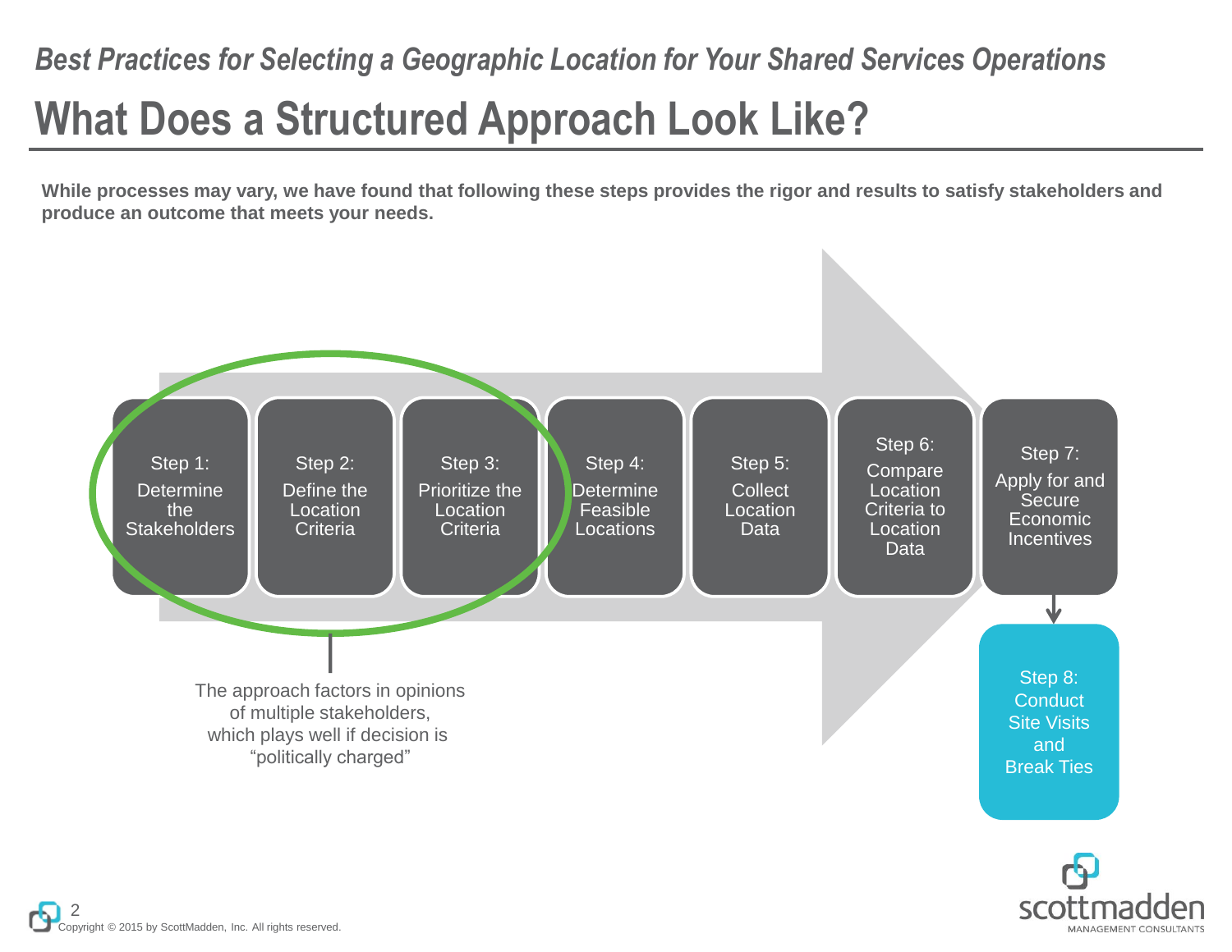*Best Practices for Selecting a Geographic Location for Your Shared Services Operations*

# What Does a Structured Approach Look Like?

**While processes may vary, we have found that following these steps provides the rigor and results to satisfy stakeholders and produce an outcome that meets your needs.**

- Step 1: Determine the Stakeholders
- Step 2: Define the Location Criteria
- Step 3: Prioritize the Location Criteria
- Step 4: Determine Feasible Locations
- Step 5: Collect Location Data
- Step 6: Compare Location Criteria to Location Data
- Step 7: Apply for and Secure Economic Incentives
- Step 8: Conduct Site Visits and Break Ties

The approach factors in opinions of multiple stakeholders, which plays well if decision is "politically charged"

Copyright © 2015 by ScottMadden, Inc. All rights reserved.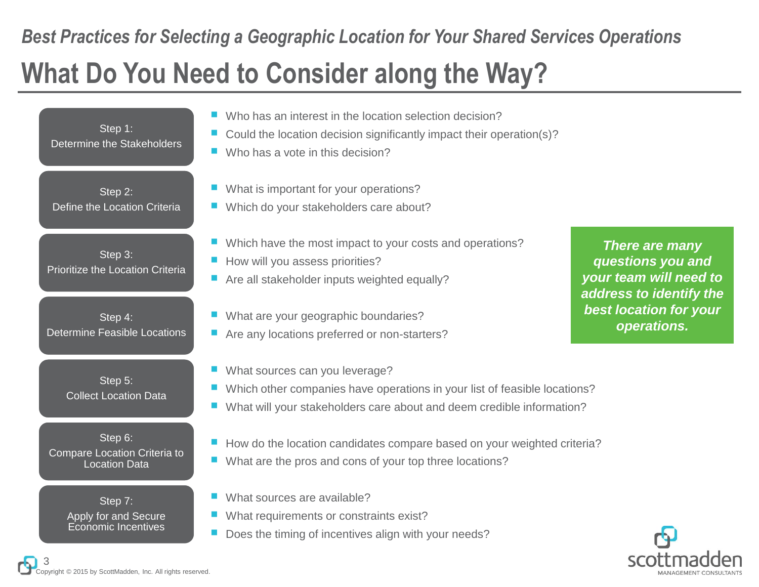*Best Practices for Selecting a Geographic Location for Your Shared Services Operations*

# What Do You Need to Consider along the Way?

**Step 1: Determine the Stakeholders**

- Who has an interest in the location selection decision?
- Could the location decision significantly impact their operation(s)?
- Who has a vote in this decision?

**Step 2: Define the Location Criteria**

- What is important for your operations?
- Which do your stakeholders care about?

**Step 3: Prioritize the Location Criteria**

- Which have the most impact to your costs and operations?
- How will you assess priorities?
- Are all stakeholder inputs weighted equally?

**Step 4: Determine Feasible Locations**

- What are your geographic boundaries?
- Are any locations preferred or non-starters?

**Step 5: Collect Location Data**

- What sources can you leverage?
- Which other companies have operations in your list of feasible locations?
- What will your stakeholders care about and deem credible information?

**Step 6: Compare Location Criteria to Location Data**

- How do the location candidates compare based on your weighted criteria?
- What are the pros and cons of your top three locations?

**Step 7: Apply for and Secure Economic Incentives**

- What sources are available?
- What requirements or constraints exist?
- Does the timing of incentives align with your needs?

***There are many questions you and your team will need to address to identify the best location for your operations.***

Copyright © 2015 by ScottMadden, Inc. All rights reserved.

scottmadden MANAGEMENT CONSULTANTS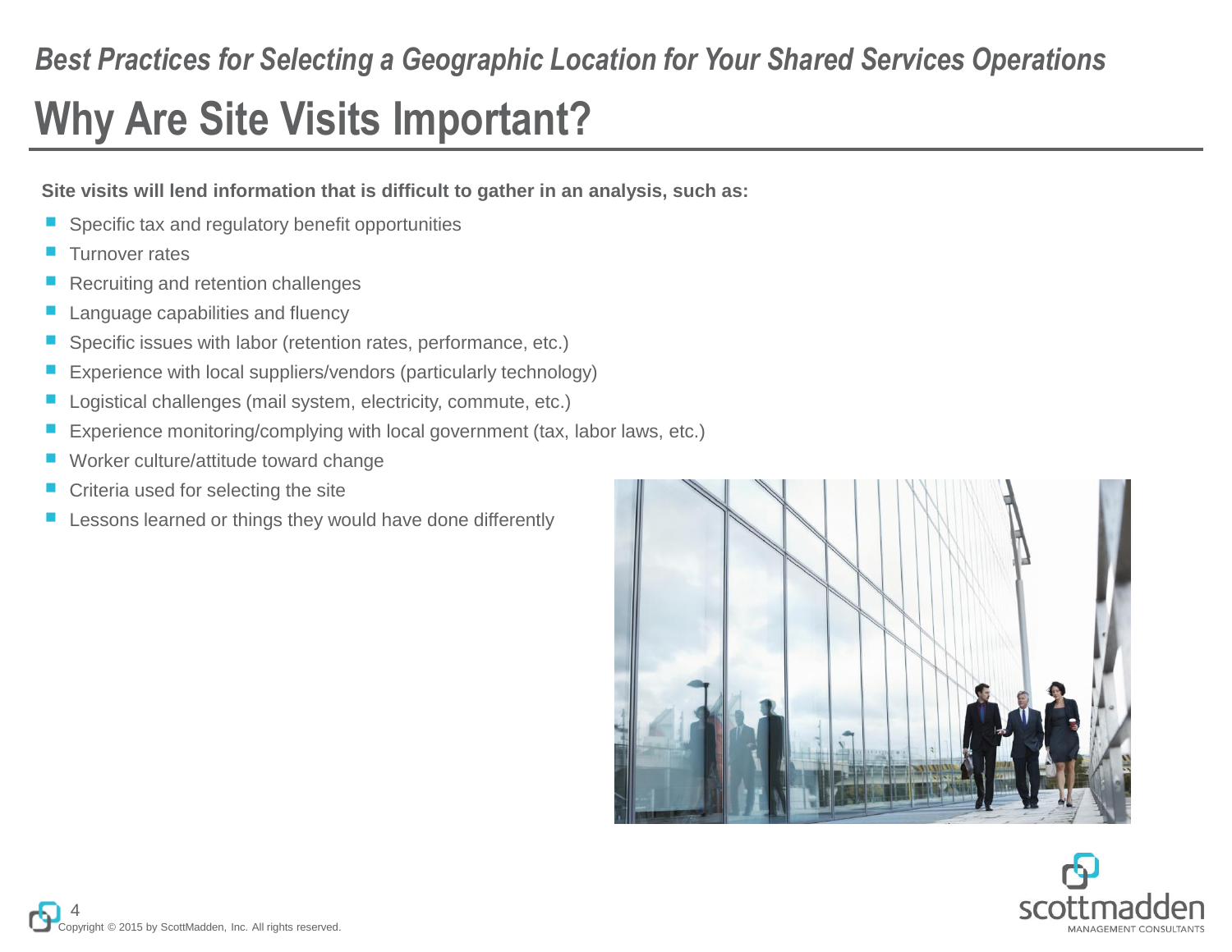# Why Are Site Visits Important?

**Site visits will lend information that is difficult to gather in an analysis, such as:**

- Specific tax and regulatory benefit opportunities
- Turnover rates
- Recruiting and retention challenges
- Language capabilities and fluency
- Specific issues with labor (retention rates, performance, etc.)
- Experience with local suppliers/vendors (particularly technology)
- Logistical challenges (mail system, electricity, commute, etc.)
- Experience monitoring/complying with local government (tax, labor laws, etc.)
- Worker culture/attitude toward change
- Criteria used for selecting the site
- Lessons learned or things they would have done differently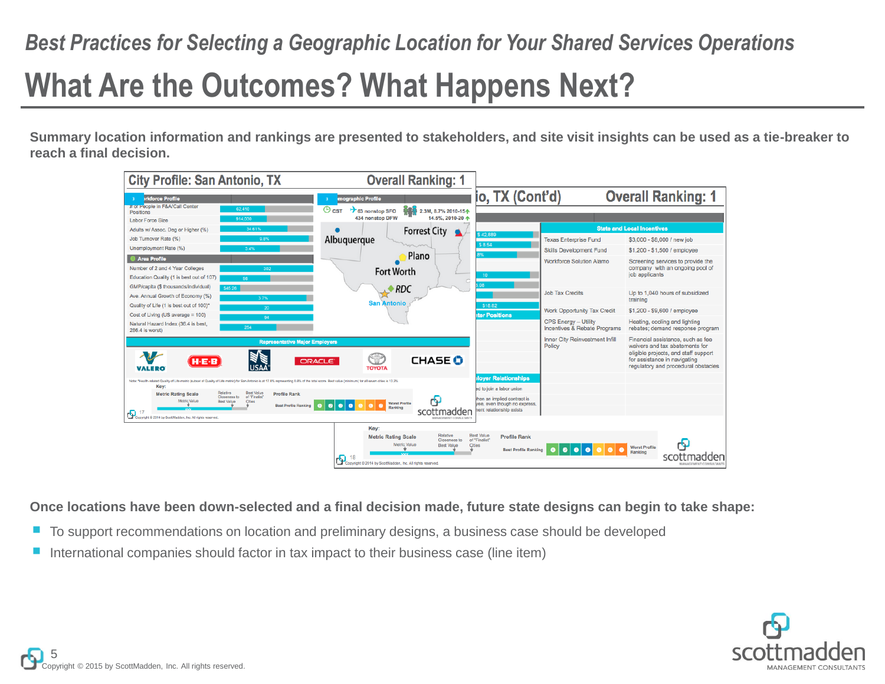*Best Practices for Selecting a Geographic Location for Your Shared Services Operations*

# What Are the Outcomes? What Happens Next?

**Summary location information and rankings are presented to stakeholders, and site visit insights can be used as a tie-breaker to reach a final decision.**

**Once locations have been down-selected and a final decision made, future state designs can begin to take shape:**

- To support recommendations on location and preliminary designs, a business case should be developed
- International companies should factor in tax impact to their business case (line item)